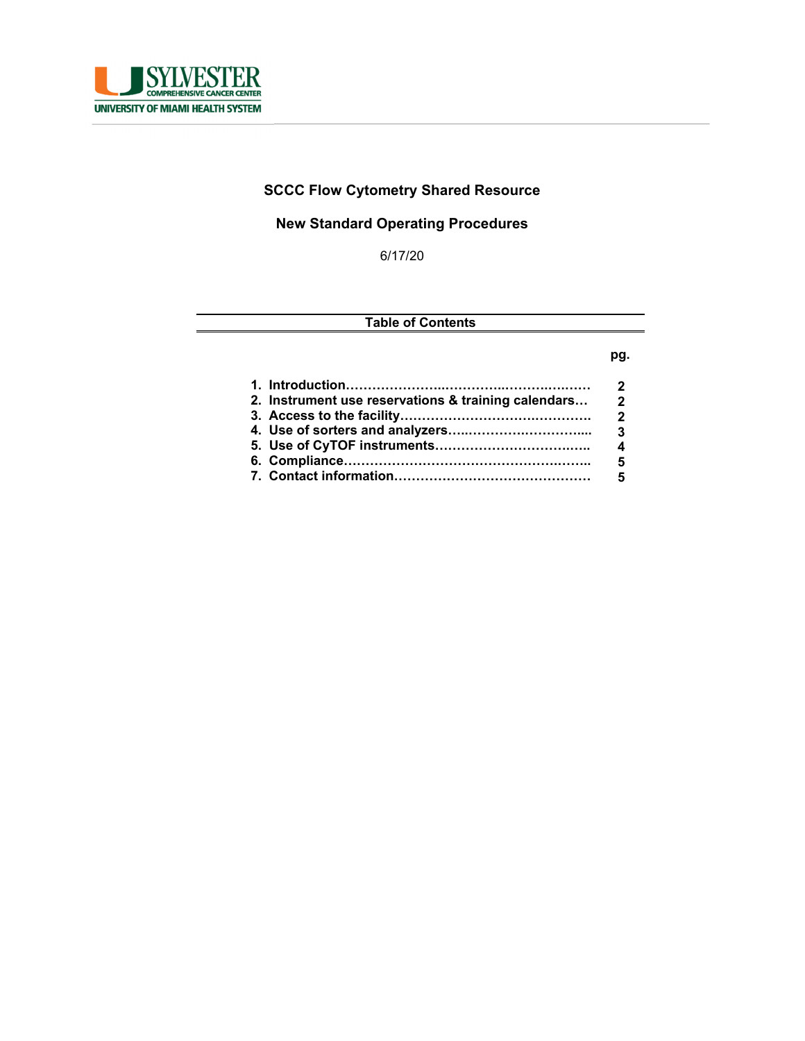# SCCC Flow Cytometry Shared Resource

## New Standard Operating Procedures

6/17/20

**Table of Contents**

| | pg. |
|---|---|
| **1. Introduction** | **2** |
| **2. Instrument use reservations & training calendars** | **2** |
| **3. Access to the facility** | **2** |
| **4. Use of sorters and analyzers** | **3** |
| **5. Use of CyTOF instruments** | **4** |
| **6. Compliance** | **5** |
| **7. Contact information** | **5** |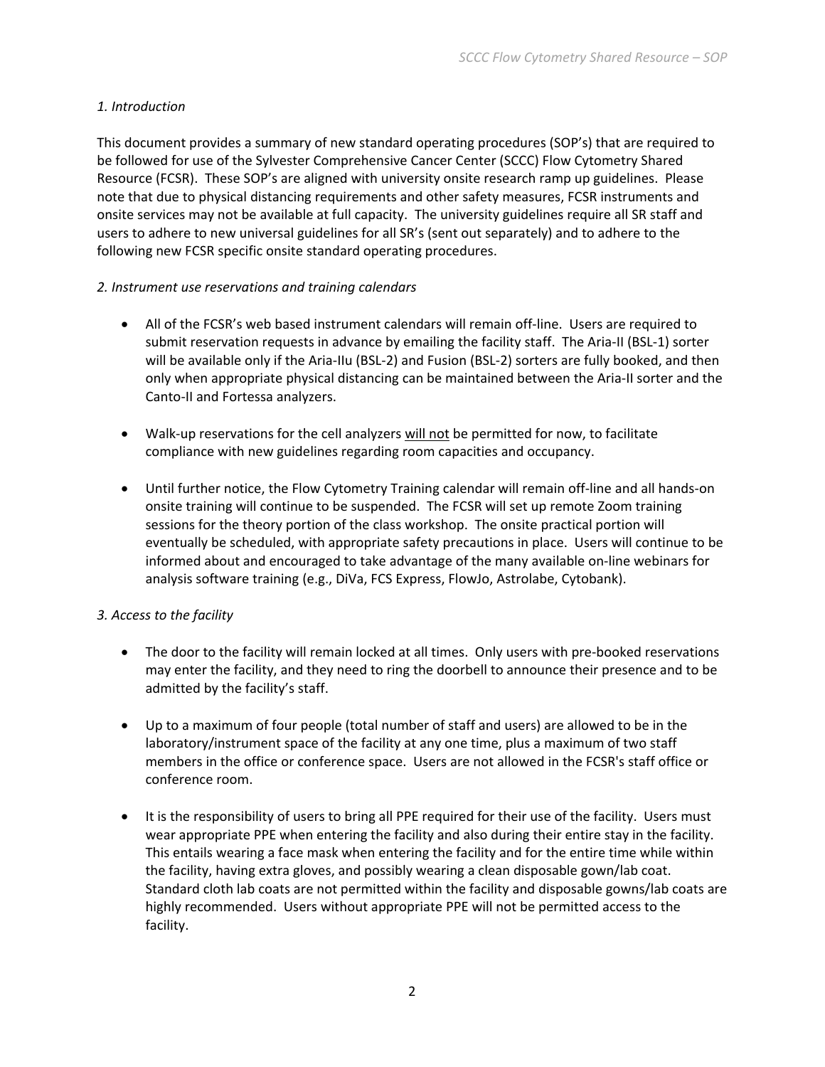*1. Introduction*

This document provides a summary of new standard operating procedures (SOP's) that are required to be followed for use of the Sylvester Comprehensive Cancer Center (SCCC) Flow Cytometry Shared Resource (FCSR). These SOP's are aligned with university onsite research ramp up guidelines. Please note that due to physical distancing requirements and other safety measures, FCSR instruments and onsite services may not be available at full capacity. The university guidelines require all SR staff and users to adhere to new universal guidelines for all SR's (sent out separately) and to adhere to the following new FCSR specific onsite standard operating procedures.

*2. Instrument use reservations and training calendars*

- All of the FCSR's web based instrument calendars will remain off-line. Users are required to submit reservation requests in advance by emailing the facility staff. The Aria-II (BSL-1) sorter will be available only if the Aria-IIu (BSL-2) and Fusion (BSL-2) sorters are fully booked, and then only when appropriate physical distancing can be maintained between the Aria-II sorter and the Canto-II and Fortessa analyzers.

- Walk-up reservations for the cell analyzers <u>will not</u> be permitted for now, to facilitate compliance with new guidelines regarding room capacities and occupancy.

- Until further notice, the Flow Cytometry Training calendar will remain off-line and all hands-on onsite training will continue to be suspended. The FCSR will set up remote Zoom training sessions for the theory portion of the class workshop. The onsite practical portion will eventually be scheduled, with appropriate safety precautions in place. Users will continue to be informed about and encouraged to take advantage of the many available on-line webinars for analysis software training (e.g., DiVa, FCS Express, FlowJo, Astrolabe, Cytobank).

*3. Access to the facility*

- The door to the facility will remain locked at all times. Only users with pre-booked reservations may enter the facility, and they need to ring the doorbell to announce their presence and to be admitted by the facility's staff.

- Up to a maximum of four people (total number of staff and users) are allowed to be in the laboratory/instrument space of the facility at any one time, plus a maximum of two staff members in the office or conference space. Users are not allowed in the FCSR's staff office or conference room.

- It is the responsibility of users to bring all PPE required for their use of the facility. Users must wear appropriate PPE when entering the facility and also during their entire stay in the facility. This entails wearing a face mask when entering the facility and for the entire time while within the facility, having extra gloves, and possibly wearing a clean disposable gown/lab coat. Standard cloth lab coats are not permitted within the facility and disposable gowns/lab coats are highly recommended. Users without appropriate PPE will not be permitted access to the facility.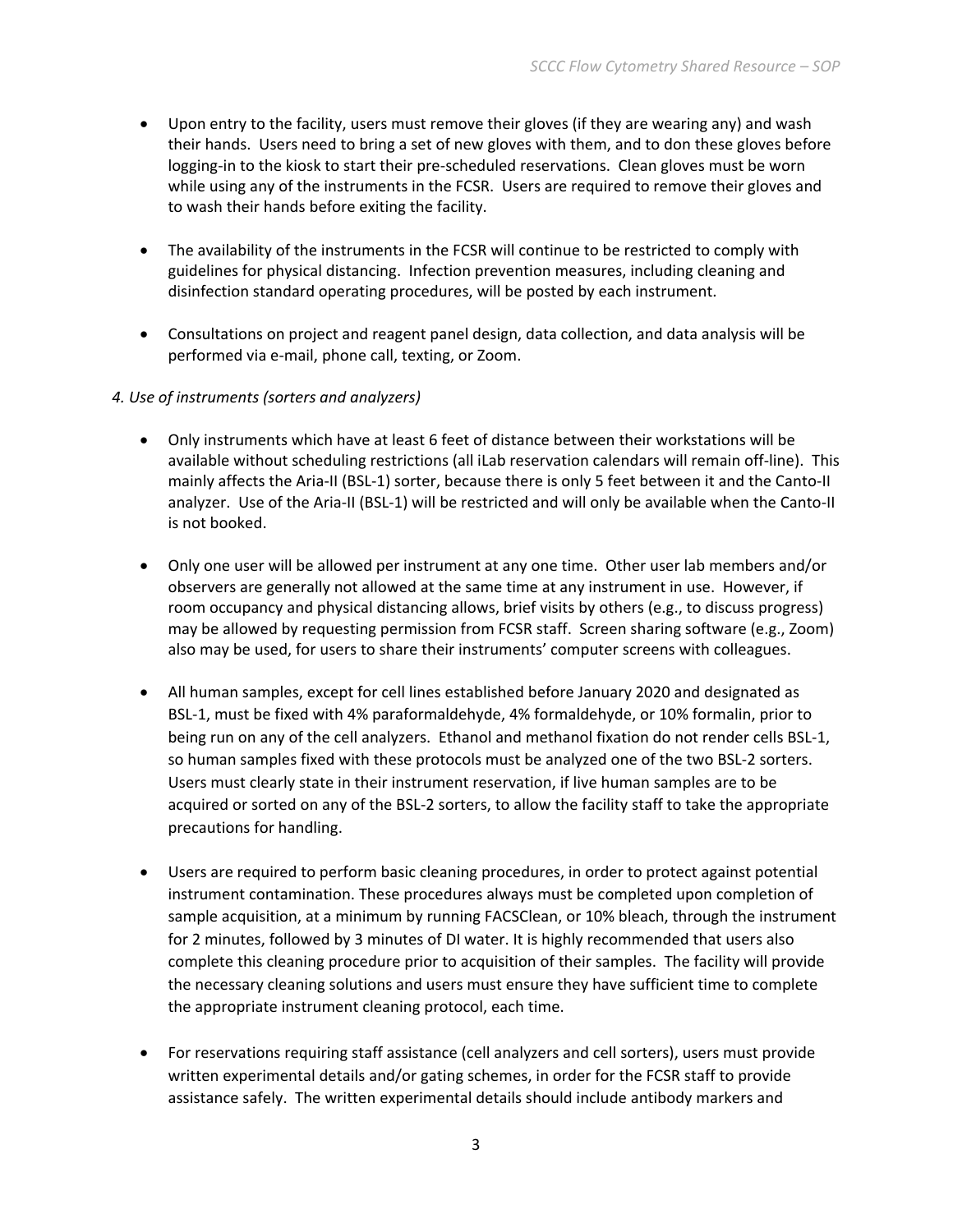- Upon entry to the facility, users must remove their gloves (if they are wearing any) and wash their hands. Users need to bring a set of new gloves with them, and to don these gloves before logging-in to the kiosk to start their pre-scheduled reservations. Clean gloves must be worn while using any of the instruments in the FCSR. Users are required to remove their gloves and to wash their hands before exiting the facility.

- The availability of the instruments in the FCSR will continue to be restricted to comply with guidelines for physical distancing. Infection prevention measures, including cleaning and disinfection standard operating procedures, will be posted by each instrument.

- Consultations on project and reagent panel design, data collection, and data analysis will be performed via e-mail, phone call, texting, or Zoom.

*4. Use of instruments (sorters and analyzers)*

- Only instruments which have at least 6 feet of distance between their workstations will be available without scheduling restrictions (all iLab reservation calendars will remain off-line). This mainly affects the Aria-II (BSL-1) sorter, because there is only 5 feet between it and the Canto-II analyzer. Use of the Aria-II (BSL-1) will be restricted and will only be available when the Canto-II is not booked.

- Only one user will be allowed per instrument at any one time. Other user lab members and/or observers are generally not allowed at the same time at any instrument in use. However, if room occupancy and physical distancing allows, brief visits by others (e.g., to discuss progress) may be allowed by requesting permission from FCSR staff. Screen sharing software (e.g., Zoom) also may be used, for users to share their instruments' computer screens with colleagues.

- All human samples, except for cell lines established before January 2020 and designated as BSL-1, must be fixed with 4% paraformaldehyde, 4% formaldehyde, or 10% formalin, prior to being run on any of the cell analyzers. Ethanol and methanol fixation do not render cells BSL-1, so human samples fixed with these protocols must be analyzed one of the two BSL-2 sorters. Users must clearly state in their instrument reservation, if live human samples are to be acquired or sorted on any of the BSL-2 sorters, to allow the facility staff to take the appropriate precautions for handling.

- Users are required to perform basic cleaning procedures, in order to protect against potential instrument contamination. These procedures always must be completed upon completion of sample acquisition, at a minimum by running FACSClean, or 10% bleach, through the instrument for 2 minutes, followed by 3 minutes of DI water. It is highly recommended that users also complete this cleaning procedure prior to acquisition of their samples. The facility will provide the necessary cleaning solutions and users must ensure they have sufficient time to complete the appropriate instrument cleaning protocol, each time.

- For reservations requiring staff assistance (cell analyzers and cell sorters), users must provide written experimental details and/or gating schemes, in order for the FCSR staff to provide assistance safely. The written experimental details should include antibody markers and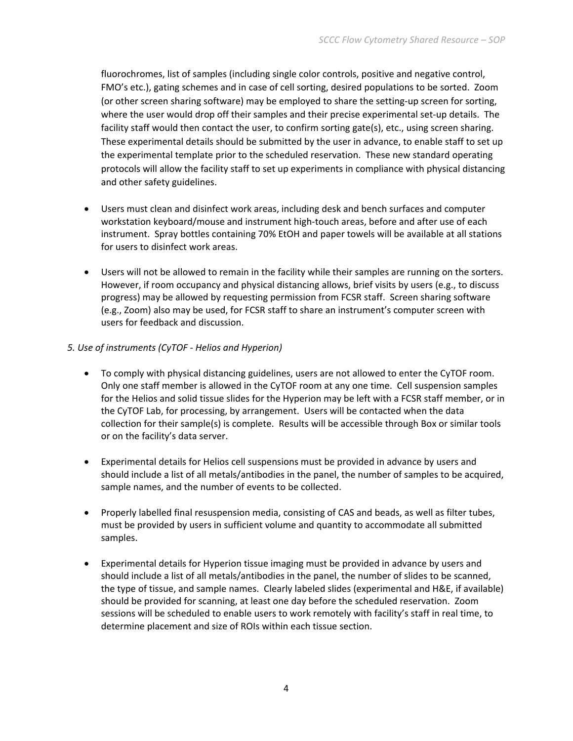fluorochromes, list of samples (including single color controls, positive and negative control, FMO's etc.), gating schemes and in case of cell sorting, desired populations to be sorted. Zoom (or other screen sharing software) may be employed to share the setting-up screen for sorting, where the user would drop off their samples and their precise experimental set-up details. The facility staff would then contact the user, to confirm sorting gate(s), etc., using screen sharing. These experimental details should be submitted by the user in advance, to enable staff to set up the experimental template prior to the scheduled reservation. These new standard operating protocols will allow the facility staff to set up experiments in compliance with physical distancing and other safety guidelines.

- Users must clean and disinfect work areas, including desk and bench surfaces and computer workstation keyboard/mouse and instrument high-touch areas, before and after use of each instrument. Spray bottles containing 70% EtOH and paper towels will be available at all stations for users to disinfect work areas.

- Users will not be allowed to remain in the facility while their samples are running on the sorters. However, if room occupancy and physical distancing allows, brief visits by users (e.g., to discuss progress) may be allowed by requesting permission from FCSR staff. Screen sharing software (e.g., Zoom) also may be used, for FCSR staff to share an instrument's computer screen with users for feedback and discussion.

*5. Use of instruments (CyTOF - Helios and Hyperion)*

- To comply with physical distancing guidelines, users are not allowed to enter the CyTOF room. Only one staff member is allowed in the CyTOF room at any one time. Cell suspension samples for the Helios and solid tissue slides for the Hyperion may be left with a FCSR staff member, or in the CyTOF Lab, for processing, by arrangement. Users will be contacted when the data collection for their sample(s) is complete. Results will be accessible through Box or similar tools or on the facility's data server.

- Experimental details for Helios cell suspensions must be provided in advance by users and should include a list of all metals/antibodies in the panel, the number of samples to be acquired, sample names, and the number of events to be collected.

- Properly labelled final resuspension media, consisting of CAS and beads, as well as filter tubes, must be provided by users in sufficient volume and quantity to accommodate all submitted samples.

- Experimental details for Hyperion tissue imaging must be provided in advance by users and should include a list of all metals/antibodies in the panel, the number of slides to be scanned, the type of tissue, and sample names. Clearly labeled slides (experimental and H&E, if available) should be provided for scanning, at least one day before the scheduled reservation. Zoom sessions will be scheduled to enable users to work remotely with facility's staff in real time, to determine placement and size of ROIs within each tissue section.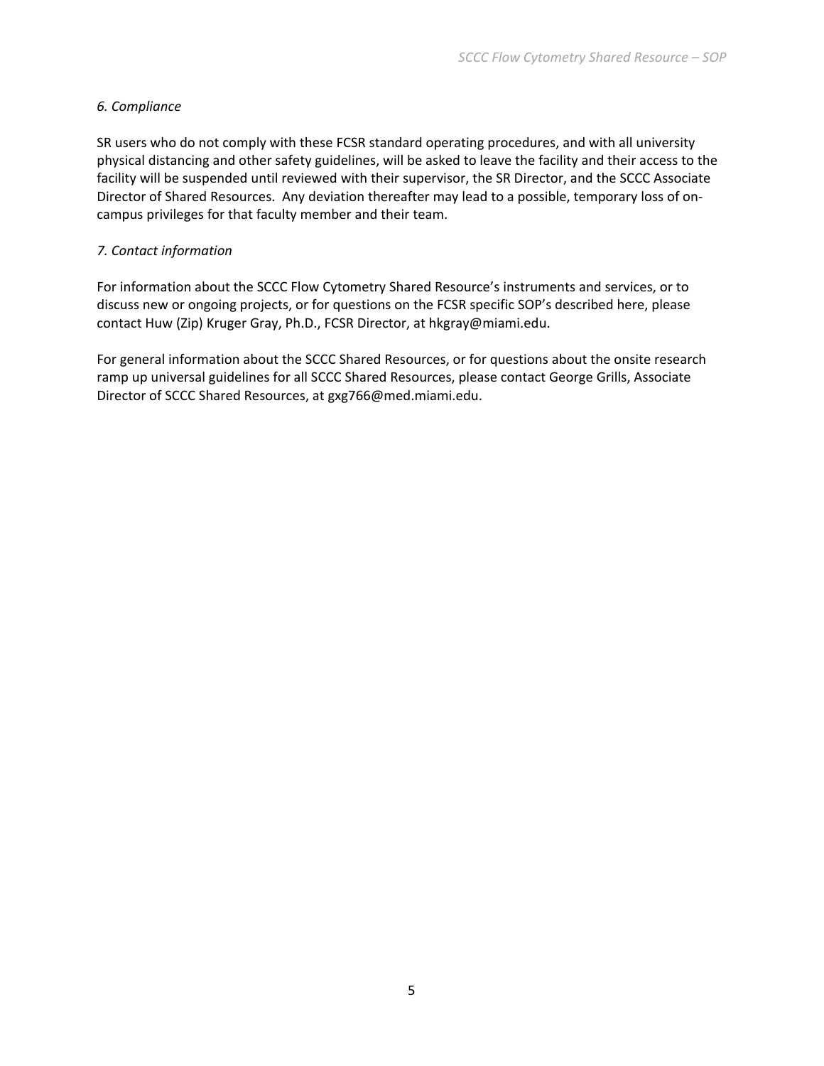*6. Compliance*

SR users who do not comply with these FCSR standard operating procedures, and with all university physical distancing and other safety guidelines, will be asked to leave the facility and their access to the facility will be suspended until reviewed with their supervisor, the SR Director, and the SCCC Associate Director of Shared Resources. Any deviation thereafter may lead to a possible, temporary loss of on-campus privileges for that faculty member and their team.

*7. Contact information*

For information about the SCCC Flow Cytometry Shared Resource's instruments and services, or to discuss new or ongoing projects, or for questions on the FCSR specific SOP's described here, please contact Huw (Zip) Kruger Gray, Ph.D., FCSR Director, at hkgray@miami.edu.

For general information about the SCCC Shared Resources, or for questions about the onsite research ramp up universal guidelines for all SCCC Shared Resources, please contact George Grills, Associate Director of SCCC Shared Resources, at gxg766@med.miami.edu.